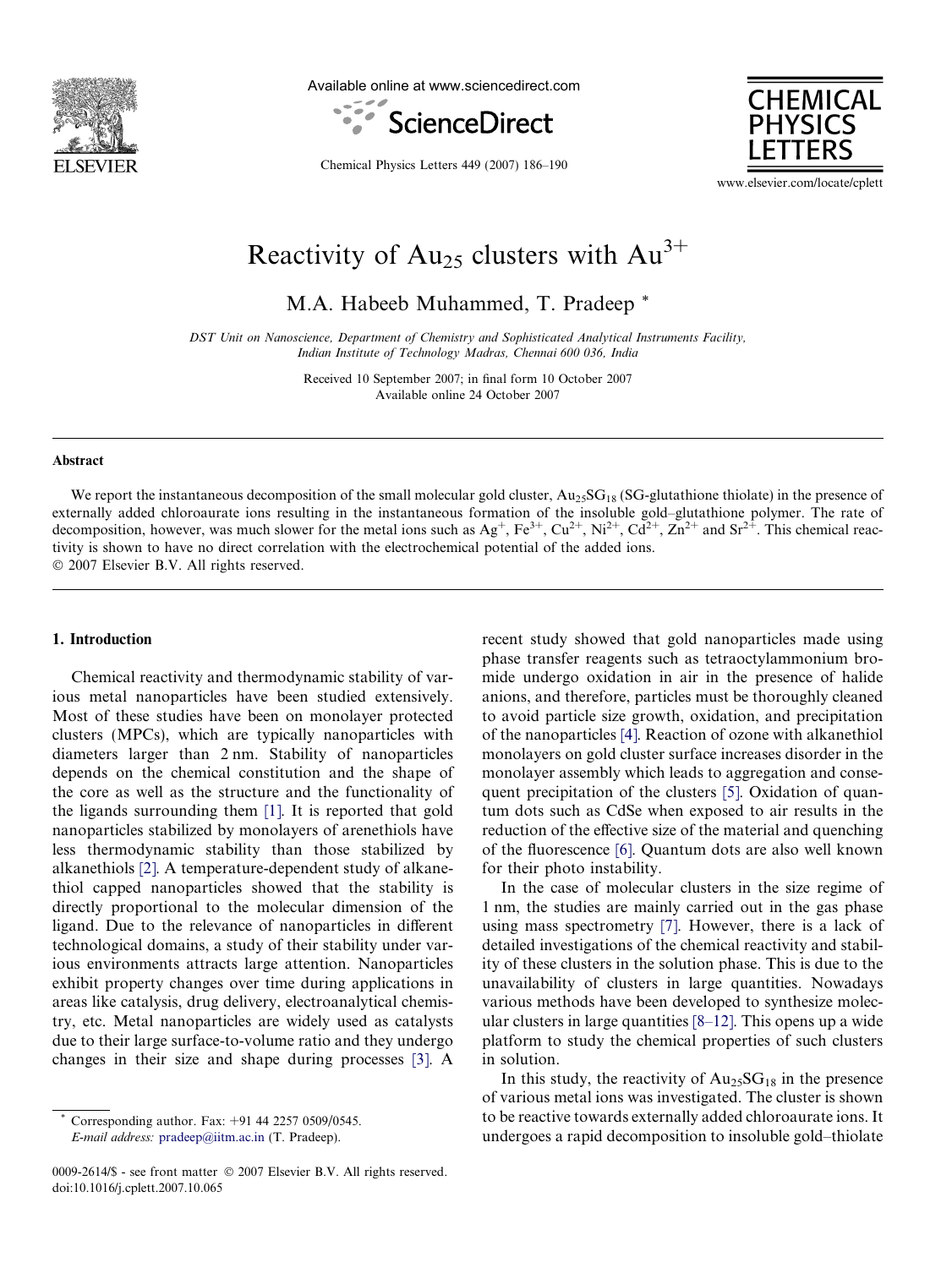# Reactivity of $Au_{25}$ clusters with $Au^{3+}$

M.A. Habeeb Muhammed, T. Pradeep *

DST Unit on Nanoscience, Department of Chemistry and Sophisticated Analytical Instruments Facility, Indian Institute of Technology Madras, Chennai 600 036, India

Received 10 September 2007; in final form 10 October 2007
Available online 24 October 2007

## Abstract

We report the instantaneous decomposition of the small molecular gold cluster, $Au_{25}SG_{18}$ (SG-glutathione thiolate) in the presence of externally added chloroaurate ions resulting in the instantaneous formation of the insoluble gold–glutathione polymer. The rate of decomposition, however, was much slower for the metal ions such as $Ag^{+}$, $Fe^{3+}$, $Cu^{2+}$, $Ni^{2+}$, $Cd^{2+}$, $Zn^{2+}$ and $Sr^{2+}$. This chemical reactivity is shown to have no direct correlation with the electrochemical potential of the added ions.
© 2007 Elsevier B.V. All rights reserved.

## 1. Introduction

Chemical reactivity and thermodynamic stability of various metal nanoparticles have been studied extensively. Most of these studies have been on monolayer protected clusters (MPCs), which are typically nanoparticles with diameters larger than 2 nm. Stability of nanoparticles depends on the chemical constitution and the shape of the core as well as the structure and the functionality of the ligands surrounding them [1]. It is reported that gold nanoparticles stabilized by monolayers of arenethiols have less thermodynamic stability than those stabilized by alkanethiols [2]. A temperature-dependent study of alkanethiol capped nanoparticles showed that the stability is directly proportional to the molecular dimension of the ligand. Due to the relevance of nanoparticles in different technological domains, a study of their stability under various environments attracts large attention. Nanoparticles exhibit property changes over time during applications in areas like catalysis, drug delivery, electroanalytical chemistry, etc. Metal nanoparticles are widely used as catalysts due to their large surface-to-volume ratio and they undergo changes in their size and shape during processes [3]. A recent study showed that gold nanoparticles made using phase transfer reagents such as tetraoctylammonium bromide undergo oxidation in air in the presence of halide anions, and therefore, particles must be thoroughly cleaned to avoid particle size growth, oxidation, and precipitation of the nanoparticles [4]. Reaction of ozone with alkanethiol monolayers on gold cluster surface increases disorder in the monolayer assembly which leads to aggregation and consequent precipitation of the clusters [5]. Oxidation of quantum dots such as CdSe when exposed to air results in the reduction of the effective size of the material and quenching of the fluorescence [6]. Quantum dots are also well known for their photo instability.

In the case of molecular clusters in the size regime of 1 nm, the studies are mainly carried out in the gas phase using mass spectrometry [7]. However, there is a lack of detailed investigations of the chemical reactivity and stability of these clusters in the solution phase. This is due to the unavailability of clusters in large quantities. Nowadays various methods have been developed to synthesize molecular clusters in large quantities [8–12]. This opens up a wide platform to study the chemical properties of such clusters in solution.

In this study, the reactivity of $Au_{25}SG_{18}$ in the presence of various metal ions was investigated. The cluster is shown to be reactive towards externally added chloroaurate ions. It undergoes a rapid decomposition to insoluble gold–thiolate

* Corresponding author. Fax: +91 44 2257 0509/0545.
E-mail address: pradeep@iitm.ac.in (T. Pradeep).

0009-2614/$ - see front matter © 2007 Elsevier B.V. All rights reserved.
doi:10.1016/j.cplett.2007.10.065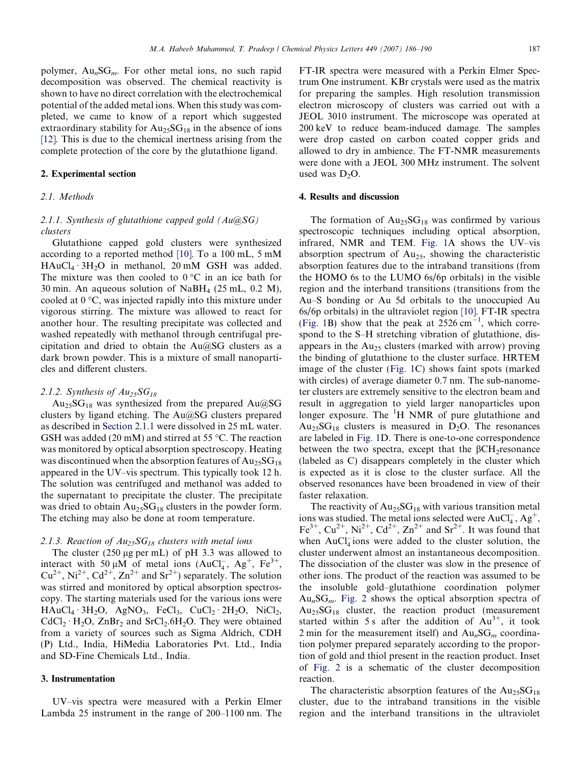polymer, $Au_nSG_m$. For other metal ions, no such rapid decomposition was observed. The chemical reactivity is shown to have no direct correlation with the electrochemical potential of the added metal ions. When this study was completed, we came to know of a report which suggested extraordinary stability for $Au_{25}SG_{18}$ in the absence of ions [12]. This is due to the chemical inertness arising from the complete protection of the core by the glutathione ligand.

## 2. Experimental section

### 2.1. Methods

#### 2.1.1. Synthesis of glutathione capped gold (Au@SG) clusters

Glutathione capped gold clusters were synthesized according to a reported method [10]. To a 100 mL, 5 mM $HAuCl_4 \cdot 3H_2O$ in methanol, 20 mM GSH was added. The mixture was then cooled to 0 °C in an ice bath for 30 min. An aqueous solution of $NaBH_4$ (25 mL, 0.2 M), cooled at 0 °C, was injected rapidly into this mixture under vigorous stirring. The mixture was allowed to react for another hour. The resulting precipitate was collected and washed repeatedly with methanol through centrifugal precipitation and dried to obtain the Au@SG clusters as a dark brown powder. This is a mixture of small nanoparticles and different clusters.

#### 2.1.2. Synthesis of $Au_{25}SG_{18}$

$Au_{25}SG_{18}$ was synthesized from the prepared Au@SG clusters by ligand etching. The Au@SG clusters prepared as described in Section 2.1.1 were dissolved in 25 mL water. GSH was added (20 mM) and stirred at 55 °C. The reaction was monitored by optical absorption spectroscopy. Heating was discontinued when the absorption features of $Au_{25}SG_{18}$ appeared in the UV–vis spectrum. This typically took 12 h. The solution was centrifuged and methanol was added to the supernatant to precipitate the cluster. The precipitate was dried to obtain $Au_{25}SG_{18}$ clusters in the powder form. The etching may also be done at room temperature.

#### 2.1.3. Reaction of $Au_{25}SG_{18}$ clusters with metal ions

The cluster (250 μg per mL) of pH 3.3 was allowed to interact with 50 μM of metal ions ($AuCl_4^-$, $Ag^+$, $Fe^{3+}$, $Cu^{2+}$, $Ni^{2+}$, $Cd^{2+}$, $Zn^{2+}$ and $Sr^{2+}$) separately. The solution was stirred and monitored by optical absorption spectroscopy. The starting materials used for the various ions were $HAuCl_4 \cdot 3H_2O$, $AgNO_3$, $FeCl_3$, $CuCl_2 \cdot 2H_2O$, $NiCl_2$, $CdCl_2 \cdot H_2O$, $ZnBr_2$ and $SrCl_2.6H_2O$. They were obtained from a variety of sources such as Sigma Aldrich, CDH (P) Ltd., India, HiMedia Laboratories Pvt. Ltd., India and SD-Fine Chemicals Ltd., India.

## 3. Instrumentation

UV–vis spectra were measured with a Perkin Elmer Lambda 25 instrument in the range of 200–1100 nm. The FT-IR spectra were measured with a Perkin Elmer Spectrum One instrument. KBr crystals were used as the matrix for preparing the samples. High resolution transmission electron microscopy of clusters was carried out with a JEOL 3010 instrument. The microscope was operated at 200 keV to reduce beam-induced damage. The samples were drop casted on carbon coated copper grids and allowed to dry in ambience. The FT-NMR measurements were done with a JEOL 300 MHz instrument. The solvent used was $D_2O$.

## 4. Results and discussion

The formation of $Au_{25}SG_{18}$ was confirmed by various spectroscopic techniques including optical absorption, infrared, NMR and TEM. Fig. 1A shows the UV–vis absorption spectrum of $Au_{25}$, showing the characteristic absorption features due to the intraband transitions (from the HOMO 6s to the LUMO 6s/6p orbitals) in the visible region and the interband transitions (transitions from the Au–S bonding or Au 5d orbitals to the unoccupied Au 6s/6p orbitals) in the ultraviolet region [10]. FT-IR spectra (Fig. 1B) show that the peak at 2526 $cm^{-1}$, which correspond to the S–H stretching vibration of glutathione, disappears in the $Au_{25}$ clusters (marked with arrow) proving the binding of glutathione to the cluster surface. HRTEM image of the cluster (Fig. 1C) shows faint spots (marked with circles) of average diameter 0.7 nm. The sub-nanometer clusters are extremely sensitive to the electron beam and result in aggregation to yield larger nanoparticles upon longer exposure. The $^1H$ NMR of pure glutathione and $Au_{25}SG_{18}$ clusters is measured in $D_2O$. The resonances are labeled in Fig. 1D. There is one-to-one correspondence between the two spectra, except that the $\beta CH_2$resonance (labeled as C) disappears completely in the cluster which is expected as it is close to the cluster surface. All the observed resonances have been broadened in view of their faster relaxation.

The reactivity of $Au_{25}SG_{18}$ with various transition metal ions was studied. The metal ions selected were $AuCl_4^-$, $Ag^+$, $Fe^{3+}$, $Cu^{2+}$, $Ni^{2+}$, $Cd^{2+}$, $Zn^{2+}$ and $Sr^{2+}$. It was found that when $AuCl_4^-$ions were added to the cluster solution, the cluster underwent almost an instantaneous decomposition. The dissociation of the cluster was slow in the presence of other ions. The product of the reaction was assumed to be the insoluble gold–glutathione coordination polymer $Au_nSG_m$. Fig. 2 shows the optical absorption spectra of $Au_{25}SG_{18}$ cluster, the reaction product (measurement started within 5 s after the addition of $Au^{3+}$, it took 2 min for the measurement itself) and $Au_nSG_m$ coordination polymer prepared separately according to the proportion of gold and thiol present in the reaction product. Inset of Fig. 2 is a schematic of the cluster decomposition reaction.

The characteristic absorption features of the $Au_{25}SG_{18}$ cluster, due to the intraband transitions in the visible region and the interband transitions in the ultraviolet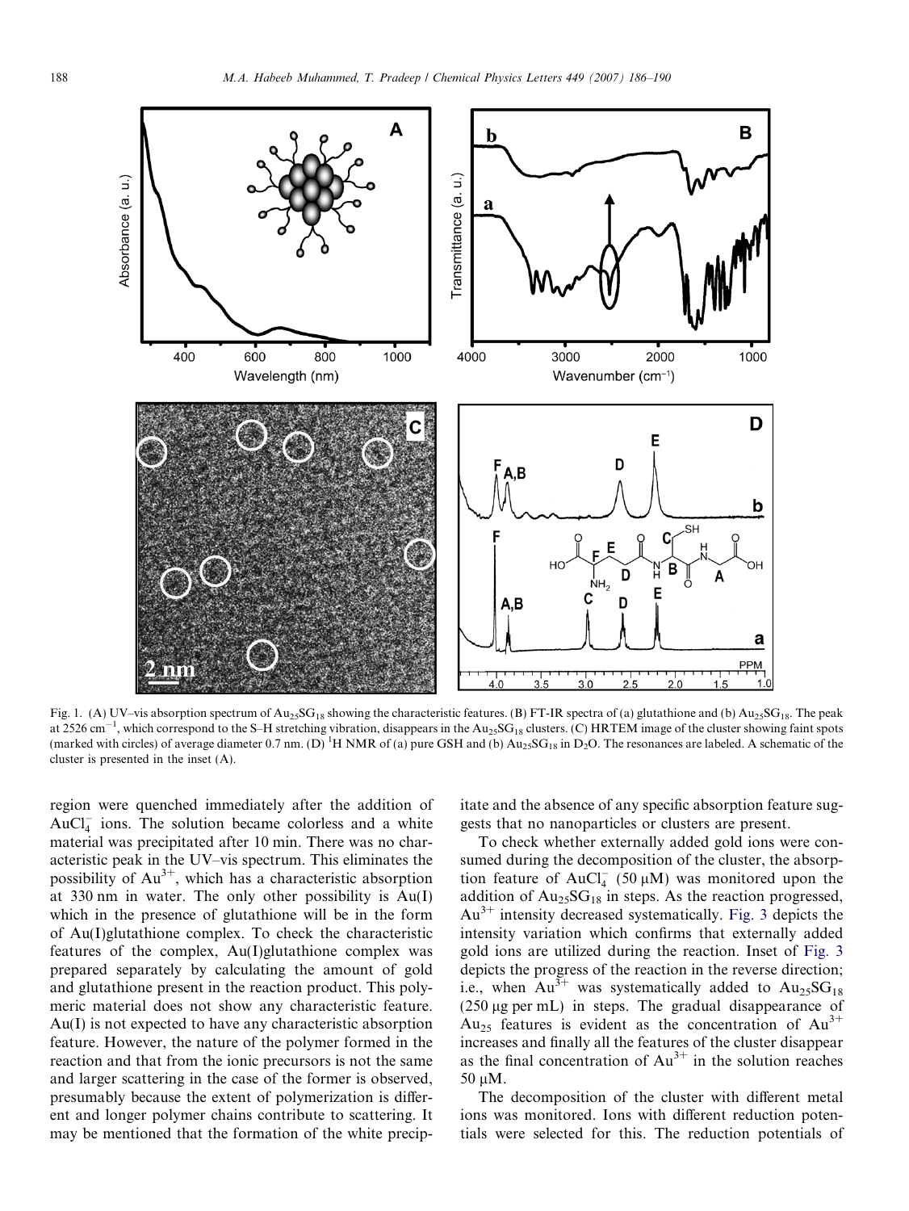Fig. 1. (A) UV–vis absorption spectrum of $Au_{25}SG_{18}$ showing the characteristic features. (B) FT-IR spectra of (a) glutathione and (b) $Au_{25}SG_{18}$. The peak at 2526 $cm^{-1}$, which correspond to the S–H stretching vibration, disappears in the $Au_{25}SG_{18}$ clusters. (C) HRTEM image of the cluster showing faint spots (marked with circles) of average diameter 0.7 nm. (D) $^1H$ NMR of (a) pure GSH and (b) $Au_{25}SG_{18}$ in $D_2O$. The resonances are labeled. A schematic of the cluster is presented in the inset (A).

region were quenched immediately after the addition of $AuCl_4^-$ ions. The solution became colorless and a white material was precipitated after 10 min. There was no characteristic peak in the UV–vis spectrum. This eliminates the possibility of $Au^{3+}$, which has a characteristic absorption at 330 nm in water. The only other possibility is Au(I) which in the presence of glutathione will be in the form of Au(I)glutathione complex. To check the characteristic features of the complex, Au(I)glutathione complex was prepared separately by calculating the amount of gold and glutathione present in the reaction product. This polymeric material does not show any characteristic feature. Au(I) is not expected to have any characteristic absorption feature. However, the nature of the polymer formed in the reaction and that from the ionic precursors is not the same and larger scattering in the case of the former is observed, presumably because the extent of polymerization is different and longer polymer chains contribute to scattering. It may be mentioned that the formation of the white precipitate and the absence of any specific absorption feature suggests that no nanoparticles or clusters are present.

To check whether externally added gold ions were consumed during the decomposition of the cluster, the absorption feature of $AuCl_4^-$ (50 μM) was monitored upon the addition of $Au_{25}SG_{18}$ in steps. As the reaction progressed, $Au^{3+}$ intensity decreased systematically. Fig. 3 depicts the intensity variation which confirms that externally added gold ions are utilized during the reaction. Inset of Fig. 3 depicts the progress of the reaction in the reverse direction; i.e., when $Au^{3+}$ was systematically added to $Au_{25}SG_{18}$ (250 μg per mL) in steps. The gradual disappearance of $Au_{25}$ features is evident as the concentration of $Au^{3+}$ increases and finally all the features of the cluster disappear as the final concentration of $Au^{3+}$ in the solution reaches 50 μM.

The decomposition of the cluster with different metal ions was monitored. Ions with different reduction potentials were selected for this. The reduction potentials of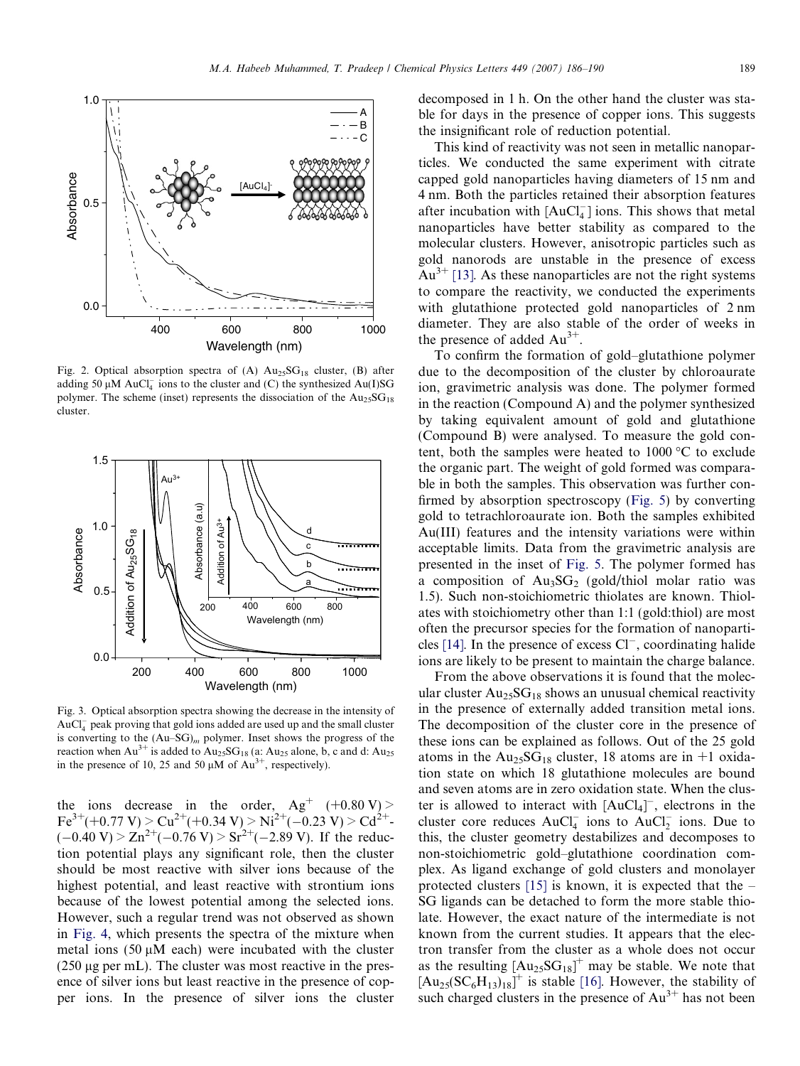Fig. 2. Optical absorption spectra of (A) $Au_{25}SG_{18}$ cluster, (B) after adding 50 μM $AuCl_4^-$ ions to the cluster and (C) the synthesized Au(I)SG polymer. The scheme (inset) represents the dissociation of the $Au_{25}SG_{18}$ cluster.

Fig. 3. Optical absorption spectra showing the decrease in the intensity of $AuCl_4^-$ peak proving that gold ions added are used up and the small cluster is converting to the $(Au–SG)_m$ polymer. Inset shows the progress of the reaction when $Au^{3+}$ is added to $Au_{25}SG_{18}$ (a: $Au_{25}$ alone, b, c and d: $Au_{25}$ in the presence of 10, 25 and 50 μM of $Au^{3+}$, respectively).

the ions decrease in the order, $Ag^+$ (+0.80 V) > $Fe^{3+}$(+0.77 V) > $Cu^{2+}$(+0.34 V) > $Ni^{2+}$(−0.23 V) > $Cd^{2+}$(−0.40 V) > $Zn^{2+}$(−0.76 V) > $Sr^{2+}$(−2.89 V). If the reduction potential plays any significant role, then the cluster should be most reactive with silver ions because of the highest potential, and least reactive with strontium ions because of the lowest potential among the selected ions. However, such a regular trend was not observed as shown in Fig. 4, which presents the spectra of the mixture when metal ions (50 μM each) were incubated with the cluster (250 μg per mL). The cluster was most reactive in the presence of silver ions but least reactive in the presence of copper ions. In the presence of silver ions the cluster decomposed in 1 h. On the other hand the cluster was stable for days in the presence of copper ions. This suggests the insignificant role of reduction potential.

This kind of reactivity was not seen in metallic nanoparticles. We conducted the same experiment with citrate capped gold nanoparticles having diameters of 15 nm and 4 nm. Both the particles retained their absorption features after incubation with $[AuCl_4^-]$ ions. This shows that metal nanoparticles have better stability as compared to the molecular clusters. However, anisotropic particles such as gold nanorods are unstable in the presence of excess $Au^{3+}$ [13]. As these nanoparticles are not the right systems to compare the reactivity, we conducted the experiments with glutathione protected gold nanoparticles of 2 nm diameter. They are also stable of the order of weeks in the presence of added $Au^{3+}$.

To confirm the formation of gold–glutathione polymer due to the decomposition of the cluster by chloroaurate ion, gravimetric analysis was done. The polymer formed in the reaction (Compound A) and the polymer synthesized by taking equivalent amount of gold and glutathione (Compound B) were analysed. To measure the gold content, both the samples were heated to 1000 °C to exclude the organic part. The weight of gold formed was comparable in both the samples. This observation was further confirmed by absorption spectroscopy (Fig. 5) by converting gold to tetrachloroaurate ion. Both the samples exhibited Au(III) features and the intensity variations were within acceptable limits. Data from the gravimetric analysis are presented in the inset of Fig. 5. The polymer formed has a composition of $Au_3SG_2$ (gold/thiol molar ratio was 1.5). Such non-stoichiometric thiolates are known. Thiolates with stoichiometry other than 1:1 (gold:thiol) are most often the precursor species for the formation of nanoparticles [14]. In the presence of excess $Cl^-$, coordinating halide ions are likely to be present to maintain the charge balance.

From the above observations it is found that the molecular cluster $Au_{25}SG_{18}$ shows an unusual chemical reactivity in the presence of externally added transition metal ions. The decomposition of the cluster core in the presence of these ions can be explained as follows. Out of the 25 gold atoms in the $Au_{25}SG_{18}$ cluster, 18 atoms are in +1 oxidation state on which 18 glutathione molecules are bound and seven atoms are in zero oxidation state. When the cluster is allowed to interact with $[AuCl_4]^-$, electrons in the cluster core reduces $AuCl_4^-$ ions to $AuCl_2^-$ ions. Due to this, the cluster geometry destabilizes and decomposes to non-stoichiometric gold–glutathione coordination complex. As ligand exchange of gold clusters and monolayer protected clusters [15] is known, it is expected that the –SG ligands can be detached to form the more stable thiolate. However, the exact nature of the intermediate is not known from the current studies. It appears that the electron transfer from the cluster as a whole does not occur as the resulting $[Au_{25}SG_{18}]^+$ may be stable. We note that $[Au_{25}(SC_6H_{13})_{18}]^+$ is stable [16]. However, the stability of such charged clusters in the presence of $Au^{3+}$ has not been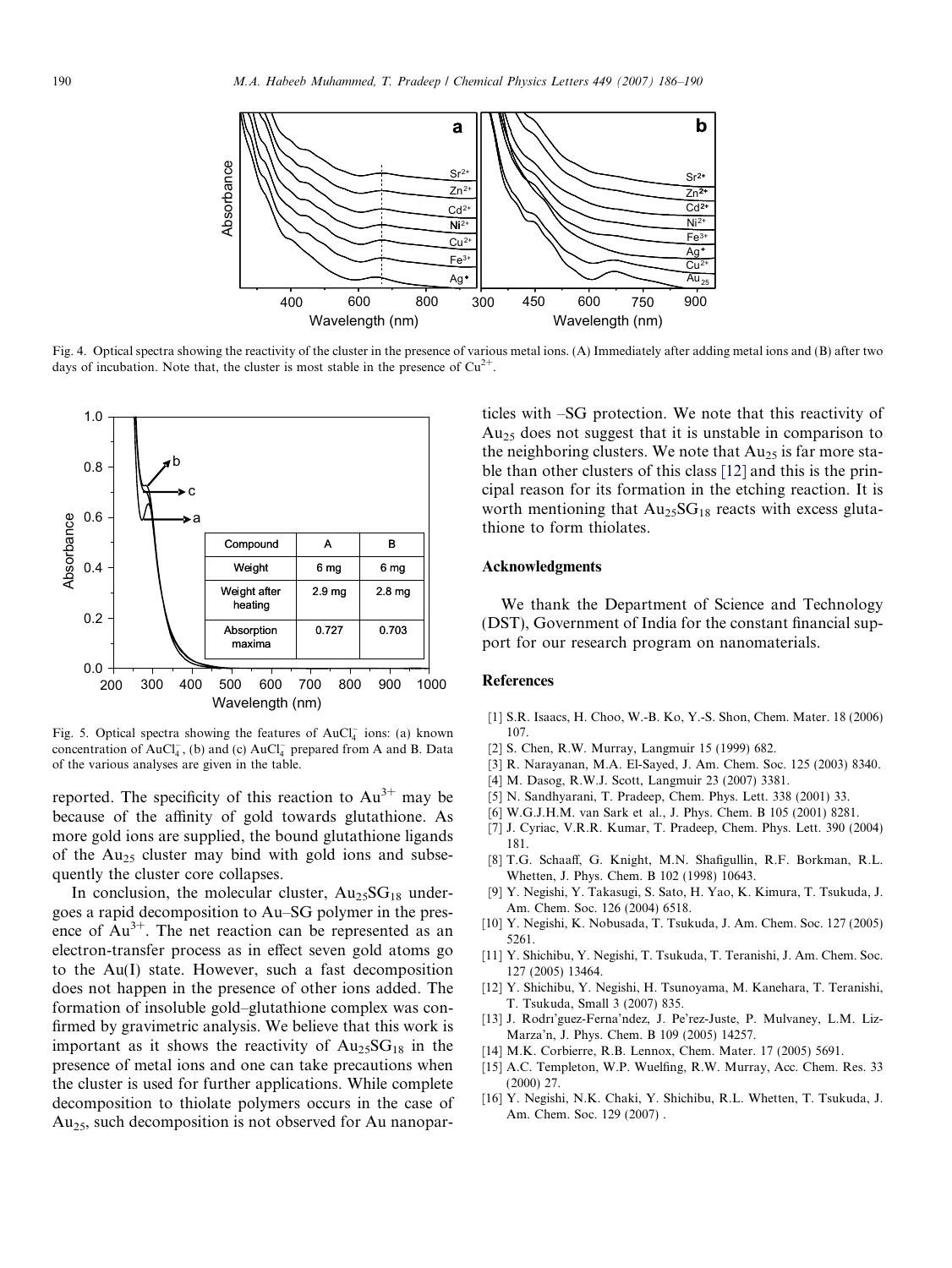a

Absorbance

400 600 800

Wavelength (nm)

$Sr^{2+}$
$Zn^{2+}$
$Cd^{2+}$
$Ni^{2+}$
$Cu^{2+}$
$Fe^{3+}$
$Ag^{+}$

b

300 450 600 750 900

Wavelength (nm)

$Sr^{2+}$
$Zn^{2+}$
$Cd^{2+}$
$Ni^{2+}$
$Fe^{3+}$
$Ag^{+}$
$Cu^{2+}$
$Au_{25}$

Fig. 4. Optical spectra showing the reactivity of the cluster in the presence of various metal ions. (A) Immediately after adding metal ions and (B) after two days of incubation. Note that, the cluster is most stable in the presence of $Cu^{2+}$.

Absorbance

1.0
0.8
0.6
0.4
0.2
0.0

200 300 400 500 600 700 800 900 1000

Wavelength (nm)

b
c
a

| Compound | A | B |
|---|---|---|
| Weight | 6 mg | 6 mg |
| Weight after heating | 2.9 mg | 2.8 mg |
| Absorption maxima | 0.727 | 0.703 |

Fig. 5. Optical spectra showing the features of $AuCl_4^-$ ions: (a) known concentration of $AuCl_4^-$, (b) and (c) $AuCl_4^-$ prepared from A and B. Data of the various analyses are given in the table.

reported. The specificity of this reaction to $Au^{3+}$ may be because of the affinity of gold towards glutathione. As more gold ions are supplied, the bound glutathione ligands of the $Au_{25}$ cluster may bind with gold ions and subsequently the cluster core collapses.

In conclusion, the molecular cluster, $Au_{25}SG_{18}$ undergoes a rapid decomposition to Au–SG polymer in the presence of $Au^{3+}$. The net reaction can be represented as an electron-transfer process as in effect seven gold atoms go to the Au(I) state. However, such a fast decomposition does not happen in the presence of other ions added. The formation of insoluble gold–glutathione complex was confirmed by gravimetric analysis. We believe that this work is important as it shows the reactivity of $Au_{25}SG_{18}$ in the presence of metal ions and one can take precautions when the cluster is used for further applications. While complete decomposition to thiolate polymers occurs in the case of $Au_{25}$, such decomposition is not observed for Au nanoparticles with –SG protection. We note that this reactivity of $Au_{25}$ does not suggest that it is unstable in comparison to the neighboring clusters. We note that $Au_{25}$ is far more stable than other clusters of this class [12] and this is the principal reason for its formation in the etching reaction. It is worth mentioning that $Au_{25}SG_{18}$ reacts with excess glutathione to form thiolates.

## Acknowledgments

We thank the Department of Science and Technology (DST), Government of India for the constant financial support for our research program on nanomaterials.

## References

[1] S.R. Isaacs, H. Choo, W.-B. Ko, Y.-S. Shon, Chem. Mater. 18 (2006) 107.

[2] S. Chen, R.W. Murray, Langmuir 15 (1999) 682.

[3] R. Narayanan, M.A. El-Sayed, J. Am. Chem. Soc. 125 (2003) 8340.

[4] M. Dasog, R.W.J. Scott, Langmuir 23 (2007) 3381.

[5] N. Sandhyarani, T. Pradeep, Chem. Phys. Lett. 338 (2001) 33.

[6] W.G.J.H.M. van Sark et al., J. Phys. Chem. B 105 (2001) 8281.

[7] J. Cyriac, V.R.R. Kumar, T. Pradeep, Chem. Phys. Lett. 390 (2004) 181.

[8] T.G. Schaaff, G. Knight, M.N. Shafigullin, R.F. Borkman, R.L. Whetten, J. Phys. Chem. B 102 (1998) 10643.

[9] Y. Negishi, Y. Takasugi, S. Sato, H. Yao, K. Kimura, T. Tsukuda, J. Am. Chem. Soc. 126 (2004) 6518.

[10] Y. Negishi, K. Nobusada, T. Tsukuda, J. Am. Chem. Soc. 127 (2005) 5261.

[11] Y. Shichibu, Y. Negishi, T. Tsukuda, T. Teranishi, J. Am. Chem. Soc. 127 (2005) 13464.

[12] Y. Shichibu, Y. Negishi, H. Tsunoyama, M. Kanehara, T. Teranishi, T. Tsukuda, Small 3 (2007) 835.

[13] J. Rodrı'guez-Ferna'ndez, J. Pe'rez-Juste, P. Mulvaney, L.M. Liz-Marza'n, J. Phys. Chem. B 109 (2005) 14257.

[14] M.K. Corbierre, R.B. Lennox, Chem. Mater. 17 (2005) 5691.

[15] A.C. Templeton, W.P. Wuelfing, R.W. Murray, Acc. Chem. Res. 33 (2000) 27.

[16] Y. Negishi, N.K. Chaki, Y. Shichibu, R.L. Whetten, T. Tsukuda, J. Am. Chem. Soc. 129 (2007) .